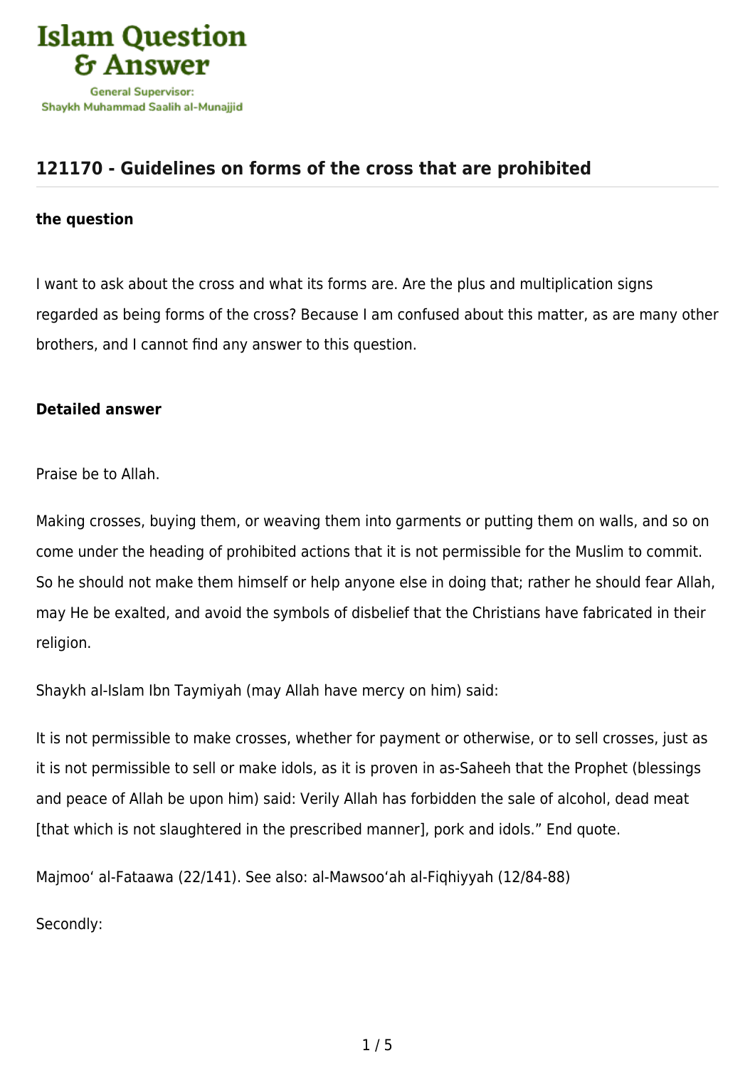# 121170 - Guidelines on forms of the cross that are prohibited

**the question**

I want to ask about the cross and what its forms are. Are the plus and multiplication signs regarded as being forms of the cross? Because I am confused about this matter, as are many other brothers, and I cannot find any answer to this question.

**Detailed answer**

Praise be to Allah.

Making crosses, buying them, or weaving them into garments or putting them on walls, and so on come under the heading of prohibited actions that it is not permissible for the Muslim to commit. So he should not make them himself or help anyone else in doing that; rather he should fear Allah, may He be exalted, and avoid the symbols of disbelief that the Christians have fabricated in their religion.

Shaykh al-Islam Ibn Taymiyah (may Allah have mercy on him) said:

It is not permissible to make crosses, whether for payment or otherwise, or to sell crosses, just as it is not permissible to sell or make idols, as it is proven in as-Saheeh that the Prophet (blessings and peace of Allah be upon him) said: Verily Allah has forbidden the sale of alcohol, dead meat [that which is not slaughtered in the prescribed manner], pork and idols." End quote.

Majmoo' al-Fataawa (22/141). See also: al-Mawsoo'ah al-Fiqhiyyah (12/84-88)

Secondly: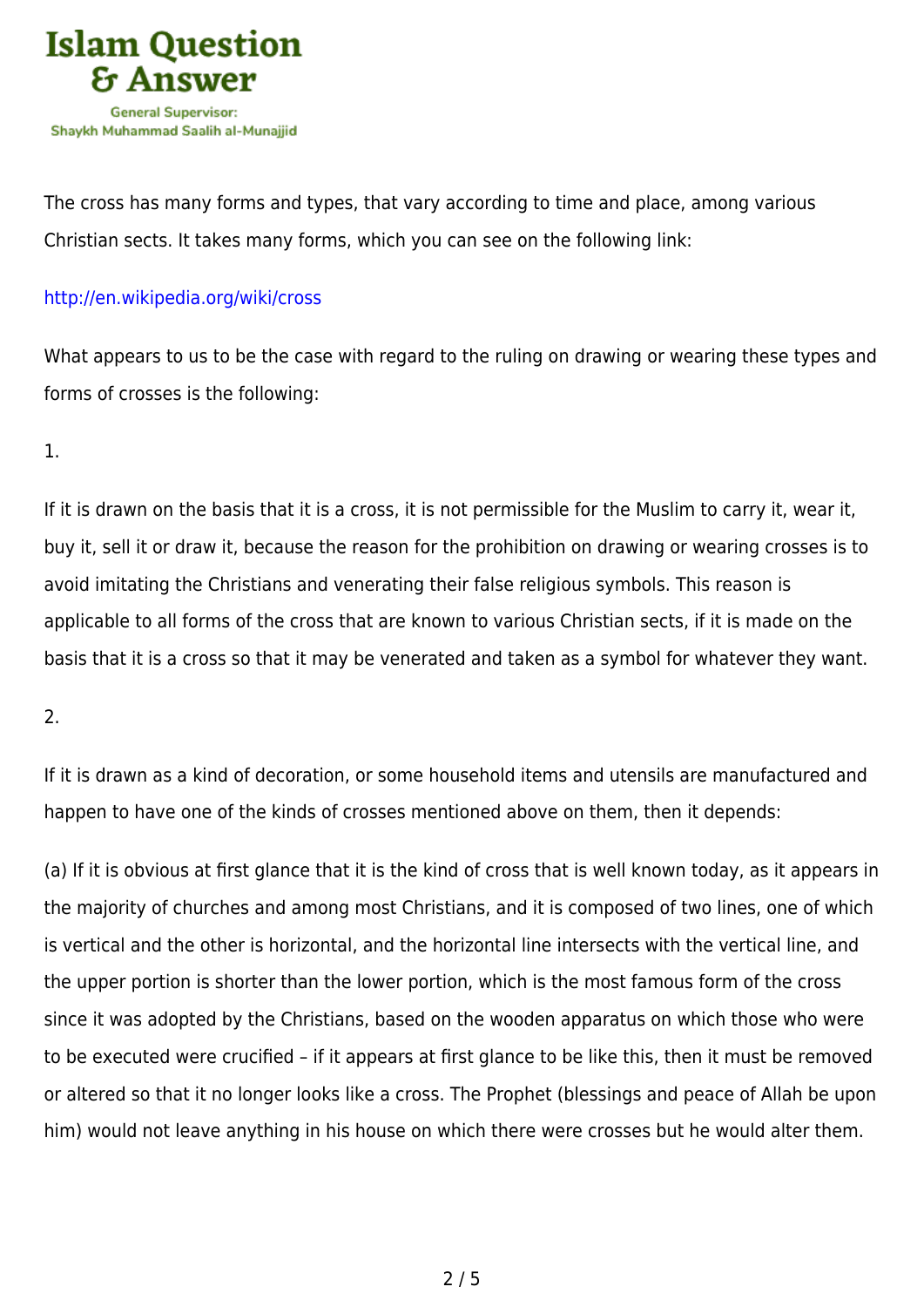The cross has many forms and types, that vary according to time and place, among various Christian sects. It takes many forms, which you can see on the following link:

http://en.wikipedia.org/wiki/cross

What appears to us to be the case with regard to the ruling on drawing or wearing these types and forms of crosses is the following:

1.

If it is drawn on the basis that it is a cross, it is not permissible for the Muslim to carry it, wear it, buy it, sell it or draw it, because the reason for the prohibition on drawing or wearing crosses is to avoid imitating the Christians and venerating their false religious symbols. This reason is applicable to all forms of the cross that are known to various Christian sects, if it is made on the basis that it is a cross so that it may be venerated and taken as a symbol for whatever they want.

2.

If it is drawn as a kind of decoration, or some household items and utensils are manufactured and happen to have one of the kinds of crosses mentioned above on them, then it depends:

(a) If it is obvious at first glance that it is the kind of cross that is well known today, as it appears in the majority of churches and among most Christians, and it is composed of two lines, one of which is vertical and the other is horizontal, and the horizontal line intersects with the vertical line, and the upper portion is shorter than the lower portion, which is the most famous form of the cross since it was adopted by the Christians, based on the wooden apparatus on which those who were to be executed were crucified – if it appears at first glance to be like this, then it must be removed or altered so that it no longer looks like a cross. The Prophet (blessings and peace of Allah be upon him) would not leave anything in his house on which there were crosses but he would alter them.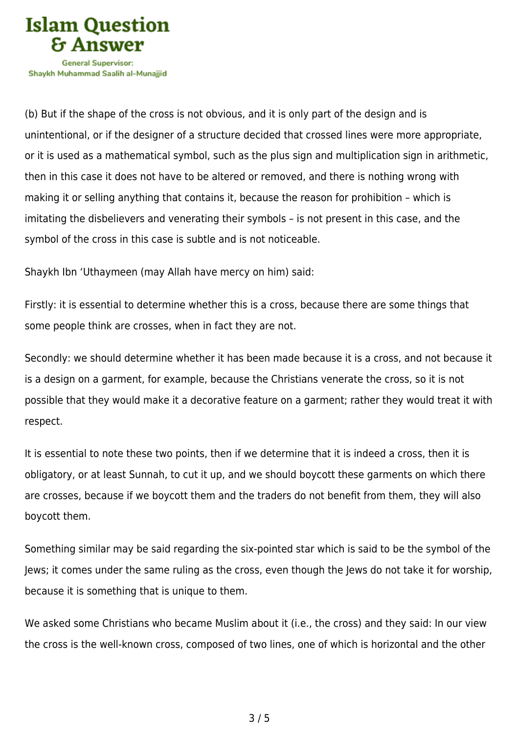(b) But if the shape of the cross is not obvious, and it is only part of the design and is unintentional, or if the designer of a structure decided that crossed lines were more appropriate, or it is used as a mathematical symbol, such as the plus sign and multiplication sign in arithmetic, then in this case it does not have to be altered or removed, and there is nothing wrong with making it or selling anything that contains it, because the reason for prohibition – which is imitating the disbelievers and venerating their symbols – is not present in this case, and the symbol of the cross in this case is subtle and is not noticeable.

Shaykh Ibn ‘Uthaymeen (may Allah have mercy on him) said:

Firstly: it is essential to determine whether this is a cross, because there are some things that some people think are crosses, when in fact they are not.

Secondly: we should determine whether it has been made because it is a cross, and not because it is a design on a garment, for example, because the Christians venerate the cross, so it is not possible that they would make it a decorative feature on a garment; rather they would treat it with respect.

It is essential to note these two points, then if we determine that it is indeed a cross, then it is obligatory, or at least Sunnah, to cut it up, and we should boycott these garments on which there are crosses, because if we boycott them and the traders do not benefit from them, they will also boycott them.

Something similar may be said regarding the six-pointed star which is said to be the symbol of the Jews; it comes under the same ruling as the cross, even though the Jews do not take it for worship, because it is something that is unique to them.

We asked some Christians who became Muslim about it (i.e., the cross) and they said: In our view the cross is the well-known cross, composed of two lines, one of which is horizontal and the other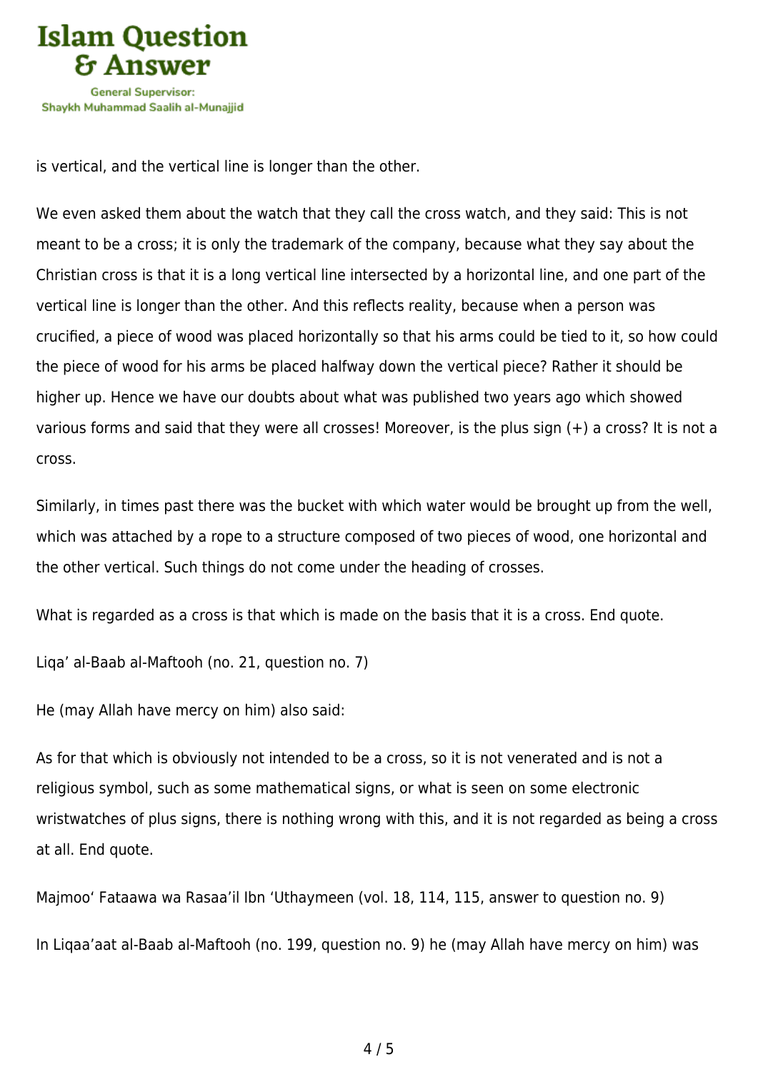is vertical, and the vertical line is longer than the other.

We even asked them about the watch that they call the cross watch, and they said: This is not meant to be a cross; it is only the trademark of the company, because what they say about the Christian cross is that it is a long vertical line intersected by a horizontal line, and one part of the vertical line is longer than the other. And this reflects reality, because when a person was crucified, a piece of wood was placed horizontally so that his arms could be tied to it, so how could the piece of wood for his arms be placed halfway down the vertical piece? Rather it should be higher up. Hence we have our doubts about what was published two years ago which showed various forms and said that they were all crosses! Moreover, is the plus sign (+) a cross? It is not a cross.

Similarly, in times past there was the bucket with which water would be brought up from the well, which was attached by a rope to a structure composed of two pieces of wood, one horizontal and the other vertical. Such things do not come under the heading of crosses.

What is regarded as a cross is that which is made on the basis that it is a cross. End quote.

Liqa' al-Baab al-Maftooh (no. 21, question no. 7)

He (may Allah have mercy on him) also said:

As for that which is obviously not intended to be a cross, so it is not venerated and is not a religious symbol, such as some mathematical signs, or what is seen on some electronic wristwatches of plus signs, there is nothing wrong with this, and it is not regarded as being a cross at all. End quote.

Majmoo' Fataawa wa Rasaa'il Ibn 'Uthaymeen (vol. 18, 114, 115, answer to question no. 9)

In Liqaa'aat al-Baab al-Maftooh (no. 199, question no. 9) he (may Allah have mercy on him) was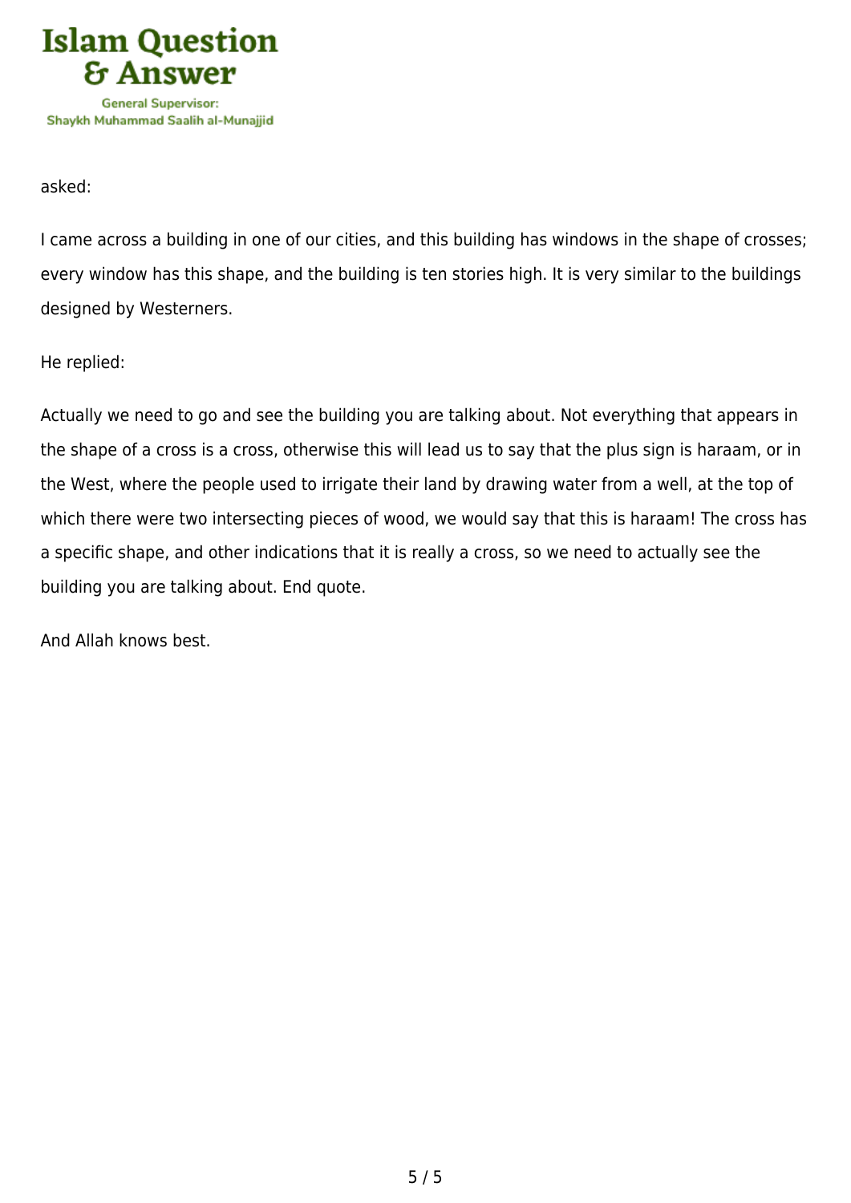asked:

I came across a building in one of our cities, and this building has windows in the shape of crosses; every window has this shape, and the building is ten stories high. It is very similar to the buildings designed by Westerners.

He replied:

Actually we need to go and see the building you are talking about. Not everything that appears in the shape of a cross is a cross, otherwise this will lead us to say that the plus sign is haraam, or in the West, where the people used to irrigate their land by drawing water from a well, at the top of which there were two intersecting pieces of wood, we would say that this is haraam! The cross has a specific shape, and other indications that it is really a cross, so we need to actually see the building you are talking about. End quote.

And Allah knows best.